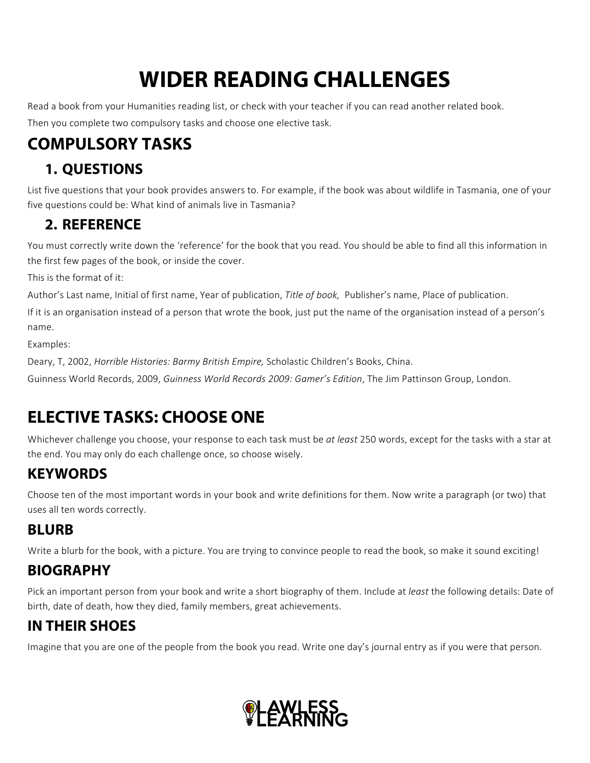# WIDER READING CHALLENGES

Read a book from your Humanities reading list, or check with your teacher if you can read another related book.

Then you complete two compulsory tasks and choose one elective task.

## COMPULSORY TASKS

### 1. QUESTIONS

List five questions that your book provides answers to. For example, if the book was about wildlife in Tasmania, one of your five questions could be: What kind of animals live in Tasmania?

### 2. REFERENCE

You must correctly write down the 'reference' for the book that you read. You should be able to find all this information in the first few pages of the book, or inside the cover.

This is the format of it:

Author's Last name, Initial of first name, Year of publication, *Title of book,* Publisher's name, Place of publication.

If it is an organisation instead of a person that wrote the book, just put the name of the organisation instead of a person's name.

Examples:

Deary, T, 2002, *Horrible Histories: Barmy British Empire,* Scholastic Children's Books, China.

Guinness World Records, 2009, *Guinness World Records 2009: Gamer's Edition*, The Jim Pattinson Group, London.

## ELECTIVE TASKS: CHOOSE ONE

Whichever challenge you choose, your response to each task must be *at least* 250 words, except for the tasks with a star at the end. You may only do each challenge once, so choose wisely.

### KEYWORDS

Choose ten of the most important words in your book and write definitions for them. Now write a paragraph (or two) that uses all ten words correctly.

### BLURB

Write a blurb for the book, with a picture. You are trying to convince people to read the book, so make it sound exciting!

### BIOGRAPHY

Pick an important person from your book and write a short biography of them. Include at *least* the following details: Date of birth, date of death, how they died, family members, great achievements.

### IN THEIR SHOES

Imagine that you are one of the people from the book you read. Write one day's journal entry as if you were that person.

LAWLESS LEARNING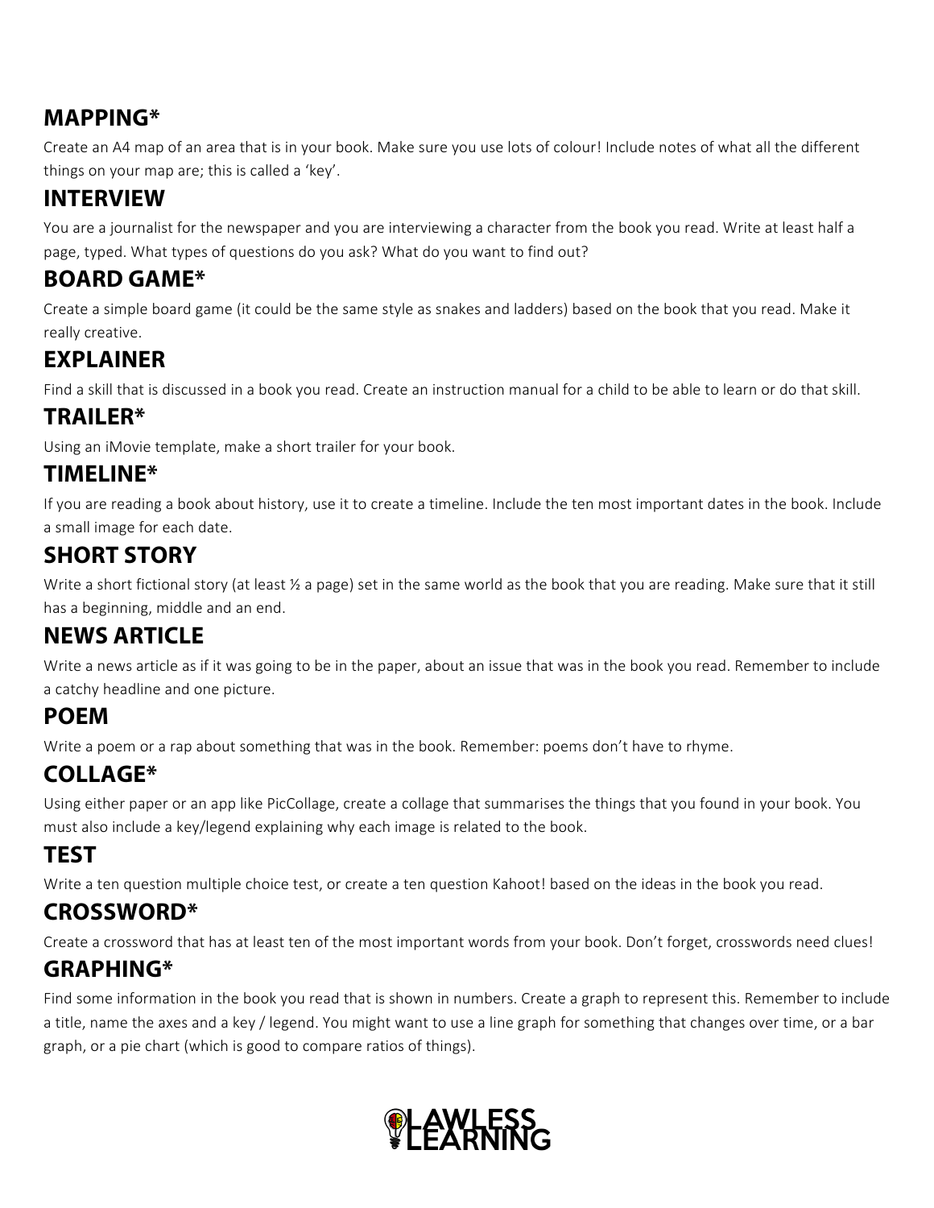## MAPPING*

Create an A4 map of an area that is in your book. Make sure you use lots of colour! Include notes of what all the different things on your map are; this is called a 'key'.

## INTERVIEW

You are a journalist for the newspaper and you are interviewing a character from the book you read. Write at least half a page, typed. What types of questions do you ask? What do you want to find out?

## BOARD GAME*

Create a simple board game (it could be the same style as snakes and ladders) based on the book that you read. Make it really creative.

## EXPLAINER

Find a skill that is discussed in a book you read. Create an instruction manual for a child to be able to learn or do that skill.

## TRAILER*

Using an iMovie template, make a short trailer for your book.

## TIMELINE*

If you are reading a book about history, use it to create a timeline. Include the ten most important dates in the book. Include a small image for each date.

## SHORT STORY

Write a short fictional story (at least ½ a page) set in the same world as the book that you are reading. Make sure that it still has a beginning, middle and an end.

## NEWS ARTICLE

Write a news article as if it was going to be in the paper, about an issue that was in the book you read. Remember to include a catchy headline and one picture.

## POEM

Write a poem or a rap about something that was in the book. Remember: poems don't have to rhyme.

## COLLAGE*

Using either paper or an app like PicCollage, create a collage that summarises the things that you found in your book. You must also include a key/legend explaining why each image is related to the book.

## TEST

Write a ten question multiple choice test, or create a ten question Kahoot! based on the ideas in the book you read.

## CROSSWORD*

Create a crossword that has at least ten of the most important words from your book. Don't forget, crosswords need clues!

## GRAPHING*

Find some information in the book you read that is shown in numbers. Create a graph to represent this. Remember to include a title, name the axes and a key / legend. You might want to use a line graph for something that changes over time, or a bar graph, or a pie chart (which is good to compare ratios of things).

LAWLESS LEARNING